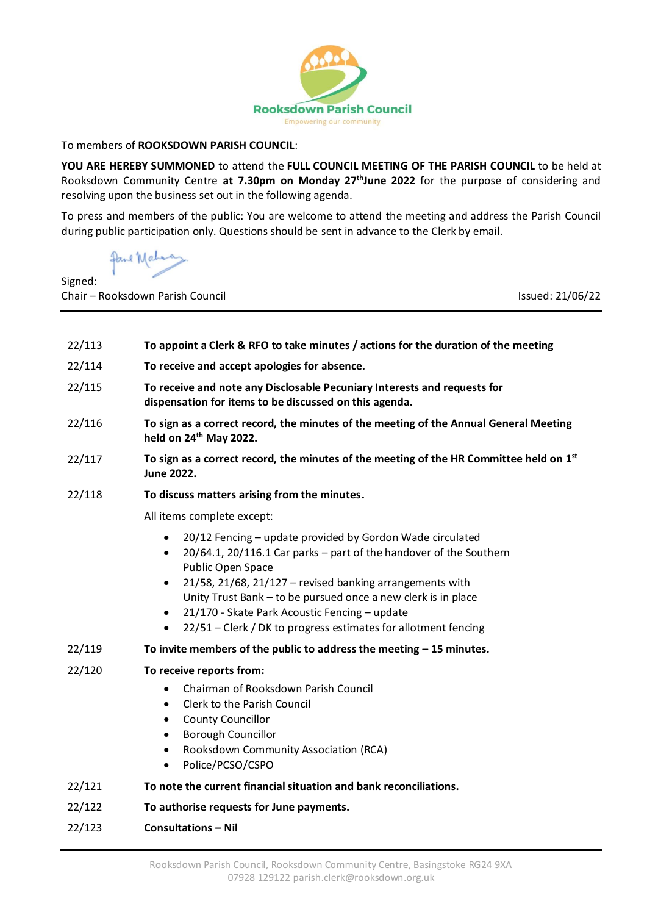**Rooksdown Parish Council**

Empowering our community

To members of **ROOKSDOWN PARISH COUNCIL**:

**YOU ARE HEREBY SUMMONED** to attend the **FULL COUNCIL MEETING OF THE PARISH COUNCIL** to be held at Rooksdown Community Centre **at 7.30pm on Monday 27th June 2022** for the purpose of considering and resolving upon the business set out in the following agenda.

To press and members of the public: You are welcome to attend the meeting and address the Parish Council during public participation only. Questions should be sent in advance to the Clerk by email.

Signed:

Chair – Rooksdown Parish Council

Issued: 21/06/22

---

22/113 **To appoint a Clerk & RFO to take minutes / actions for the duration of the meeting**

22/114 **To receive and accept apologies for absence.**

22/115 **To receive and note any Disclosable Pecuniary Interests and requests for dispensation for items to be discussed on this agenda.**

22/116 **To sign as a correct record, the minutes of the meeting of the Annual General Meeting held on 24th May 2022.**

22/117 **To sign as a correct record, the minutes of the meeting of the HR Committee held on 1st June 2022.**

22/118 **To discuss matters arising from the minutes.**

All items complete except:

- 20/12 Fencing – update provided by Gordon Wade circulated
- 20/64.1, 20/116.1 Car parks – part of the handover of the Southern Public Open Space
- 21/58, 21/68, 21/127 – revised banking arrangements with Unity Trust Bank – to be pursued once a new clerk is in place
- 21/170 - Skate Park Acoustic Fencing – update
- 22/51 – Clerk / DK to progress estimates for allotment fencing

22/119 **To invite members of the public to address the meeting – 15 minutes.**

22/120 **To receive reports from:**

- Chairman of Rooksdown Parish Council
- Clerk to the Parish Council
- County Councillor
- Borough Councillor
- Rooksdown Community Association (RCA)
- Police/PCSO/CSPO

22/121 **To note the current financial situation and bank reconciliations.**

22/122 **To authorise requests for June payments.**

22/123 **Consultations – Nil**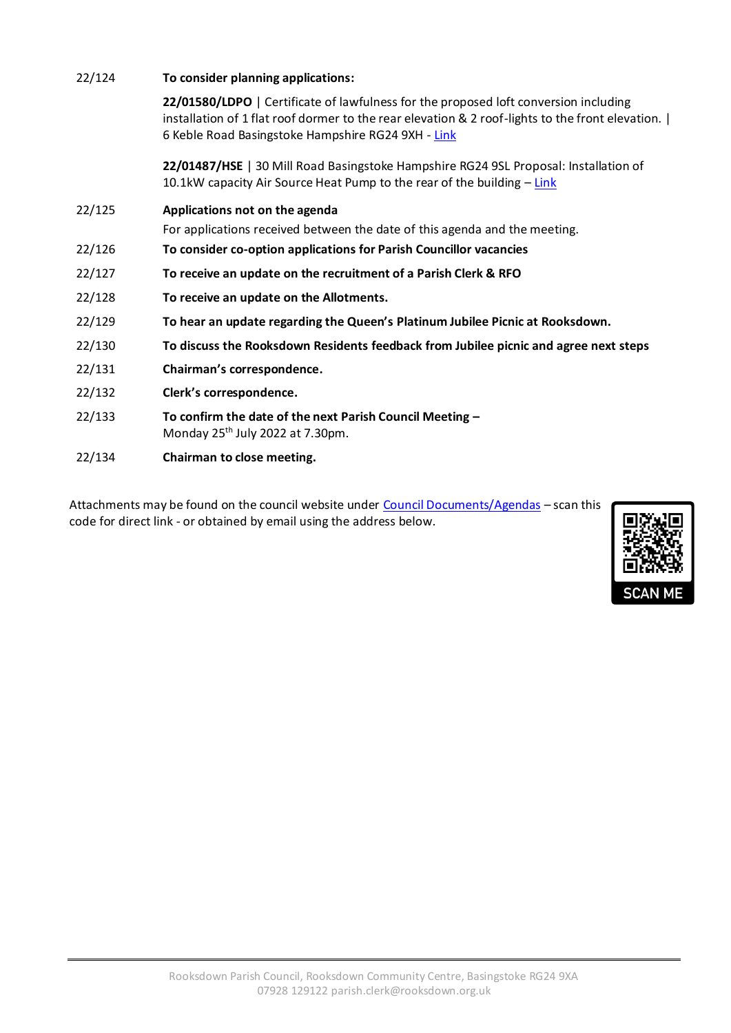| | | |
|---|---|---|
| 22/124 | **To consider planning applications:** | |
| | **22/01580/LDPO** \| Certificate of lawfulness for the proposed loft conversion including installation of 1 flat roof dormer to the rear elevation & 2 roof-lights to the front elevation. \| 6 Keble Road Basingstoke Hampshire RG24 9XH - Link | |
| | **22/01487/HSE** \| 30 Mill Road Basingstoke Hampshire RG24 9SL Proposal: Installation of 10.1kW capacity Air Source Heat Pump to the rear of the building – Link | |
| 22/125 | **Applications not on the agenda** For applications received between the date of this agenda and the meeting. | |
| 22/126 | **To consider co-option applications for Parish Councillor vacancies** | |
| 22/127 | **To receive an update on the recruitment of a Parish Clerk & RFO** | |
| 22/128 | **To receive an update on the Allotments.** | |
| 22/129 | **To hear an update regarding the Queen's Platinum Jubilee Picnic at Rooksdown.** | |
| 22/130 | **To discuss the Rooksdown Residents feedback from Jubilee picnic and agree next steps** | |
| 22/131 | **Chairman's correspondence.** | |
| 22/132 | **Clerk's correspondence.** | |
| 22/133 | **To confirm the date of the next Parish Council Meeting –** Monday 25th July 2022 at 7.30pm. | |
| 22/134 | **Chairman to close meeting.** | |

Attachments may be found on the council website under Council Documents/Agendas – scan this code for direct link - or obtained by email using the address below.

SCAN ME

Rooksdown Parish Council, Rooksdown Community Centre, Basingstoke RG24 9XA
07928 129122 parish.clerk@rooksdown.org.uk